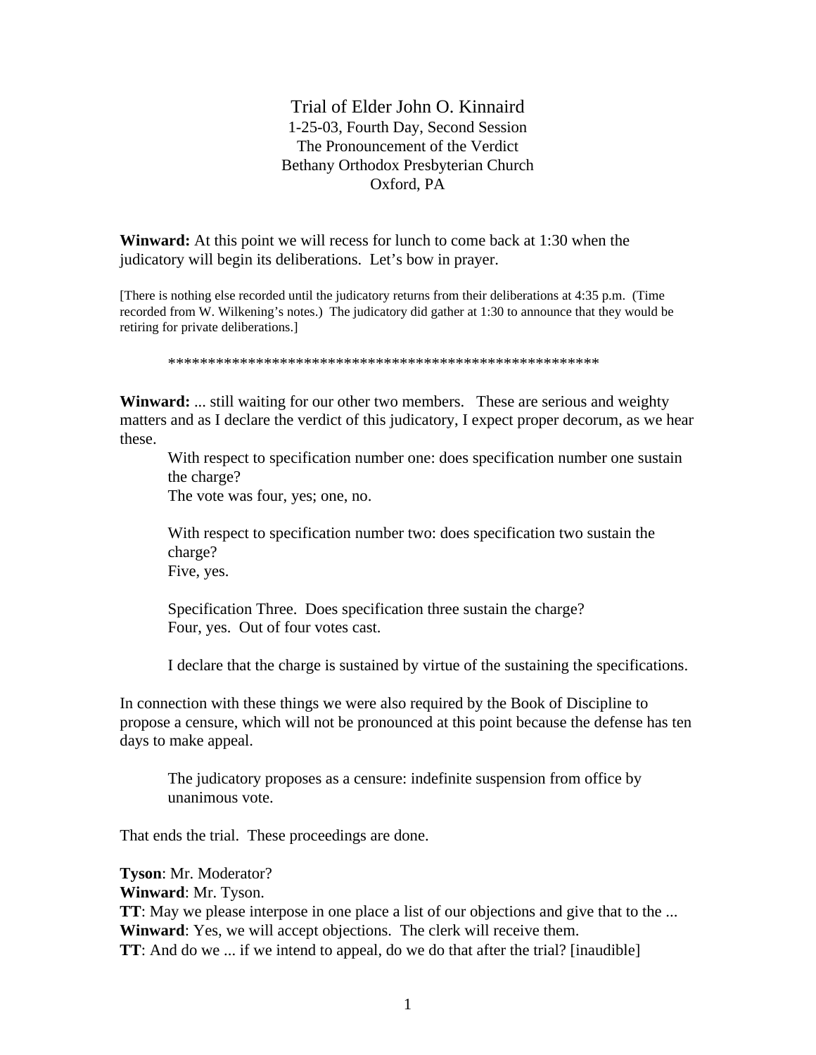# Trial of Elder John O. Kinnaird

1-25-03, Fourth Day, Second Session
The Pronouncement of the Verdict
Bethany Orthodox Presbyterian Church
Oxford, PA

**Winward:** At this point we will recess for lunch to come back at 1:30 when the judicatory will begin its deliberations. Let's bow in prayer.

[There is nothing else recorded until the judicatory returns from their deliberations at 4:35 p.m. (Time recorded from W. Wilkening's notes.) The judicatory did gather at 1:30 to announce that they would be retiring for private deliberations.]

*******************************************************

**Winward:** ... still waiting for our other two members. These are serious and weighty matters and as I declare the verdict of this judicatory, I expect proper decorum, as we hear these.

> With respect to specification number one: does specification number one sustain the charge?
> The vote was four, yes; one, no.
>
> With respect to specification number two: does specification two sustain the charge?
> Five, yes.
>
> Specification Three. Does specification three sustain the charge?
> Four, yes. Out of four votes cast.
>
> I declare that the charge is sustained by virtue of the sustaining the specifications.

In connection with these things we were also required by the Book of Discipline to propose a censure, which will not be pronounced at this point because the defense has ten days to make appeal.

> The judicatory proposes as a censure: indefinite suspension from office by unanimous vote.

That ends the trial. These proceedings are done.

**Tyson**: Mr. Moderator?
**Winward**: Mr. Tyson.
**TT**: May we please interpose in one place a list of our objections and give that to the ...
**Winward**: Yes, we will accept objections. The clerk will receive them.
**TT**: And do we ... if we intend to appeal, do we do that after the trial? [inaudible]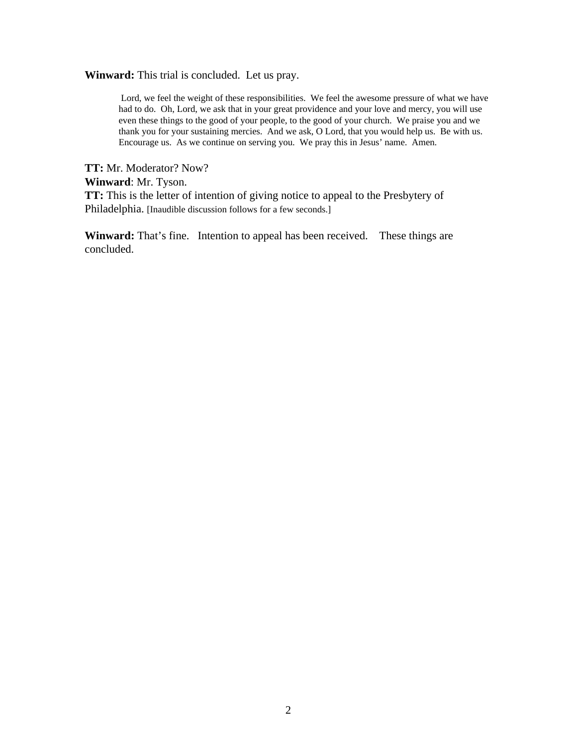**Winward:** This trial is concluded. Let us pray.

> Lord, we feel the weight of these responsibilities. We feel the awesome pressure of what we have had to do. Oh, Lord, we ask that in your great providence and your love and mercy, you will use even these things to the good of your people, to the good of your church. We praise you and we thank you for your sustaining mercies. And we ask, O Lord, that you would help us. Be with us. Encourage us. As we continue on serving you. We pray this in Jesus' name. Amen.

**TT:** Mr. Moderator? Now?
**Winward**: Mr. Tyson.
**TT:** This is the letter of intention of giving notice to appeal to the Presbytery of Philadelphia. [Inaudible discussion follows for a few seconds.]

**Winward:** That's fine. Intention to appeal has been received. These things are concluded.